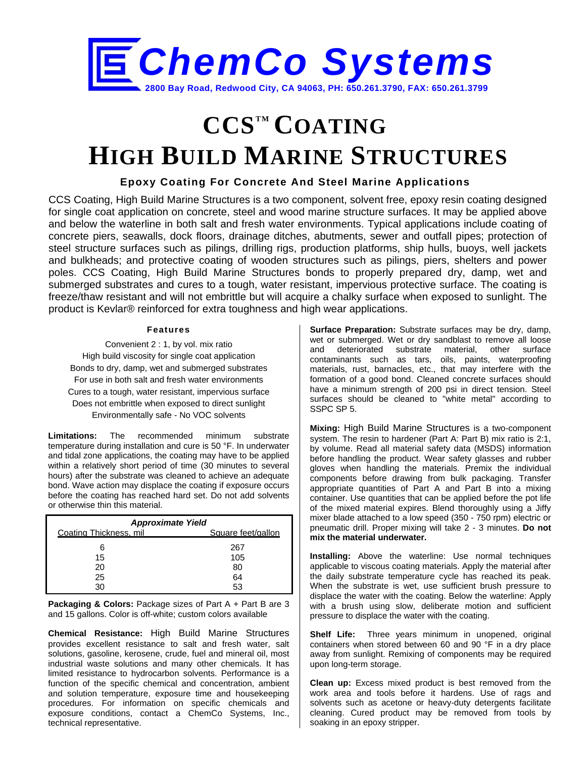# ChemCo Systems

2800 Bay Road, Redwood City, CA 94063, PH: 650.261.3790, FAX: 650.261.3799

# CCS™ COATING HIGH BUILD MARINE STRUCTURES

### Epoxy Coating For Concrete And Steel Marine Applications

CCS Coating, High Build Marine Structures is a two component, solvent free, epoxy resin coating designed for single coat application on concrete, steel and wood marine structure surfaces. It may be applied above and below the waterline in both salt and fresh water environments. Typical applications include coating of concrete piers, seawalls, dock floors, drainage ditches, abutments, sewer and outfall pipes; protection of steel structure surfaces such as pilings, drilling rigs, production platforms, ship hulls, buoys, well jackets and bulkheads; and protective coating of wooden structures such as pilings, piers, shelters and power poles. CCS Coating, High Build Marine Structures bonds to properly prepared dry, damp, wet and submerged substrates and cures to a tough, water resistant, impervious protective surface. The coating is freeze/thaw resistant and will not embrittle but will acquire a chalky surface when exposed to sunlight. The product is Kevlar® reinforced for extra toughness and high wear applications.

#### Features

Convenient 2 : 1, by vol. mix ratio
High build viscosity for single coat application
Bonds to dry, damp, wet and submerged substrates
For use in both salt and fresh water environments
Cures to a tough, water resistant, impervious surface
Does not embrittle when exposed to direct sunlight
Environmentally safe - No VOC solvents

**Limitations:** The recommended minimum substrate temperature during installation and cure is 50 °F. In underwater and tidal zone applications, the coating may have to be applied within a relatively short period of time (30 minutes to several hours) after the substrate was cleaned to achieve an adequate bond. Wave action may displace the coating if exposure occurs before the coating has reached hard set. Do not add solvents or otherwise thin this material.

***Approximate Yield***

| Coating Thickness, mil | Square feet/gallon |
|---|---|
| 6 | 267 |
| 15 | 105 |
| 20 | 80 |
| 25 | 64 |
| 30 | 53 |

**Packaging & Colors:** Package sizes of Part A + Part B are 3 and 15 gallons. Color is off-white; custom colors available

**Chemical Resistance:** High Build Marine Structures provides excellent resistance to salt and fresh water, salt solutions, gasoline, kerosene, crude, fuel and mineral oil, most industrial waste solutions and many other chemicals. It has limited resistance to hydrocarbon solvents. Performance is a function of the specific chemical and concentration, ambient and solution temperature, exposure time and housekeeping procedures. For information on specific chemicals and exposure conditions, contact a ChemCo Systems, Inc., technical representative.

**Surface Preparation:** Substrate surfaces may be dry, damp, wet or submerged. Wet or dry sandblast to remove all loose and deteriorated substrate material, other surface contaminants such as tars, oils, paints, waterproofing materials, rust, barnacles, etc., that may interfere with the formation of a good bond. Cleaned concrete surfaces should have a minimum strength of 200 psi in direct tension. Steel surfaces should be cleaned to "white metal" according to SSPC SP 5.

**Mixing:** High Build Marine Structures is a two-component system. The resin to hardener (Part A: Part B) mix ratio is 2:1, by volume. Read all material safety data (MSDS) information before handling the product. Wear safety glasses and rubber gloves when handling the materials. Premix the individual components before drawing from bulk packaging. Transfer appropriate quantities of Part A and Part B into a mixing container. Use quantities that can be applied before the pot life of the mixed material expires. Blend thoroughly using a Jiffy mixer blade attached to a low speed (350 - 750 rpm) electric or pneumatic drill. Proper mixing will take 2 - 3 minutes. **Do not mix the material underwater.**

**Installing:** Above the waterline: Use normal techniques applicable to viscous coating materials. Apply the material after the daily substrate temperature cycle has reached its peak. When the substrate is wet, use sufficient brush pressure to displace the water with the coating. Below the waterline: Apply with a brush using slow, deliberate motion and sufficient pressure to displace the water with the coating.

**Shelf Life:** Three years minimum in unopened, original containers when stored between 60 and 90 °F in a dry place away from sunlight. Remixing of components may be required upon long-term storage.

**Clean up:** Excess mixed product is best removed from the work area and tools before it hardens. Use of rags and solvents such as acetone or heavy-duty detergents facilitate cleaning. Cured product may be removed from tools by soaking in an epoxy stripper.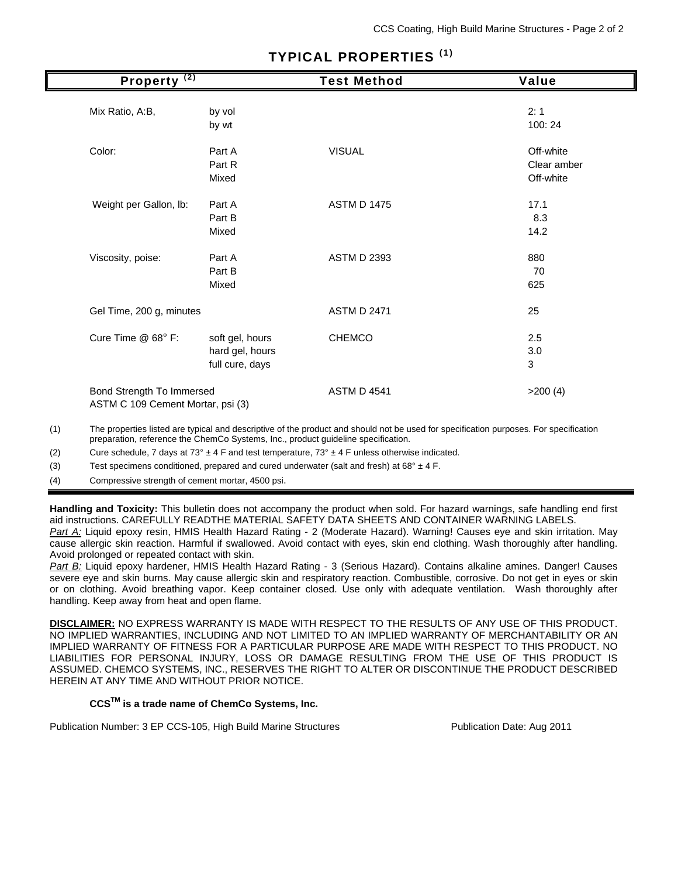## TYPICAL PROPERTIES [1]

| Property [2] | | Test Method | Value |
|---|---|---|---|
| Mix Ratio, A:B, | by vol | | 2: 1 |
| | by wt | | 100: 24 |
| Color: | Part A | VISUAL | Off-white |
| | Part R | | Clear amber |
| | Mixed | | Off-white |
| Weight per Gallon, lb: | Part A | ASTM D 1475 | 17.1 |
| | Part B | | 8.3 |
| | Mixed | | 14.2 |
| Viscosity, poise: | Part A | ASTM D 2393 | 880 |
| | Part B | | 70 |
| | Mixed | | 625 |
| Gel Time, 200 g, minutes | | ASTM D 2471 | 25 |
| Cure Time @ 68° F: | soft gel, hours | CHEMCO | 2.5 |
| | hard gel, hours | | 3.0 |
| | full cure, days | | 3 |
| Bond Strength To Immersed ASTM C 109 Cement Mortar, psi (3) | | ASTM D 4541 | >200 (4) |

(1) The properties listed are typical and descriptive of the product and should not be used for specification purposes. For specification preparation, reference the ChemCo Systems, Inc., product guideline specification.

(2) Cure schedule, 7 days at 73° ± 4 F and test temperature, 73° ± 4 F unless otherwise indicated.

(3) Test specimens conditioned, prepared and cured underwater (salt and fresh) at 68° ± 4 F.

(4) Compressive strength of cement mortar, 4500 psi.

**Handling and Toxicity:** This bulletin does not accompany the product when sold. For hazard warnings, safe handling end first aid instructions. CAREFULLY READTHE MATERIAL SAFETY DATA SHEETS AND CONTAINER WARNING LABELS.
*Part A:* Liquid epoxy resin, HMIS Health Hazard Rating - 2 (Moderate Hazard). Warning! Causes eye and skin irritation. May cause allergic skin reaction. Harmful if swallowed. Avoid contact with eyes, skin end clothing. Wash thoroughly after handling. Avoid prolonged or repeated contact with skin.
*Part B:* Liquid epoxy hardener, HMIS Health Hazard Rating - 3 (Serious Hazard). Contains alkaline amines. Danger! Causes severe eye and skin burns. May cause allergic skin and respiratory reaction. Combustible, corrosive. Do not get in eyes or skin or on clothing. Avoid breathing vapor. Keep container closed. Use only with adequate ventilation. Wash thoroughly after handling. Keep away from heat and open flame.

**DISCLAIMER:** NO EXPRESS WARRANTY IS MADE WITH RESPECT TO THE RESULTS OF ANY USE OF THIS PRODUCT. NO IMPLIED WARRANTIES, INCLUDING AND NOT LIMITED TO AN IMPLIED WARRANTY OF MERCHANTABILITY OR AN IMPLIED WARRANTY OF FITNESS FOR A PARTICULAR PURPOSE ARE MADE WITH RESPECT TO THIS PRODUCT. NO LIABILITIES FOR PERSONAL INJURY, LOSS OR DAMAGE RESULTING FROM THE USE OF THIS PRODUCT IS ASSUMED. CHEMCO SYSTEMS, INC., RESERVES THE RIGHT TO ALTER OR DISCONTINUE THE PRODUCT DESCRIBED HEREIN AT ANY TIME AND WITHOUT PRIOR NOTICE.

**CCS™ is a trade name of ChemCo Systems, Inc.**

Publication Number: 3 EP CCS-105, High Build Marine Structures    Publication Date: Aug 2011